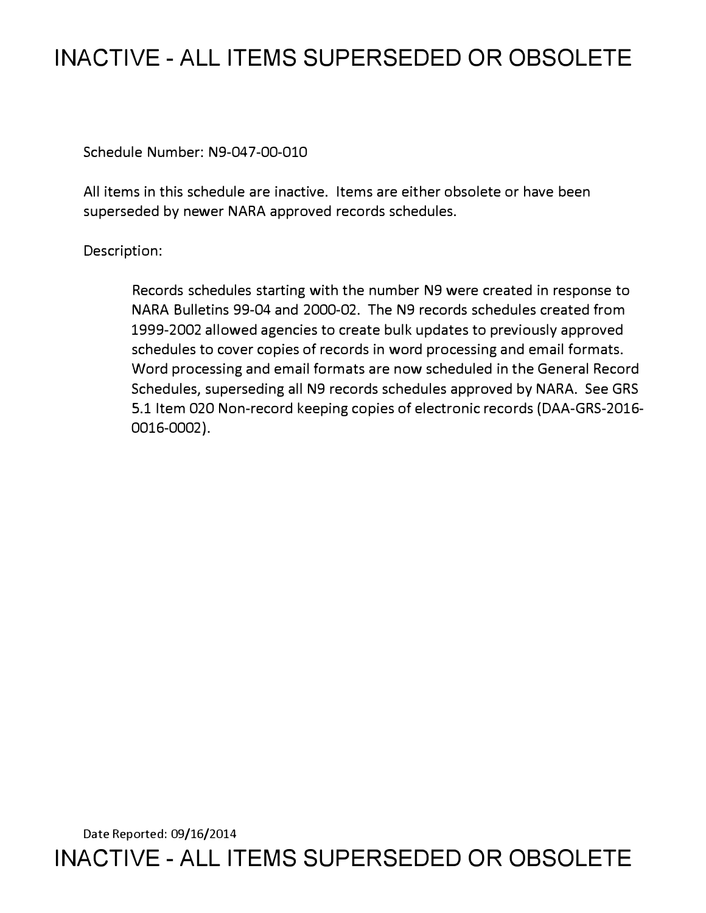# INACTIVE - ALL ITEMS SUPERSEDED OR OBSOLETE

Schedule Number: N9-047-00-010

All items in this schedule are inactive. Items are either obsolete or have been superseded by newer NARA approved records schedules.

Description:

> Records schedules starting with the number N9 were created in response to NARA Bulletins 99-04 and 2000-02. The N9 records schedules created from 1999-2002 allowed agencies to create bulk updates to previously approved schedules to cover copies of records in word processing and email formats. Word processing and email formats are now scheduled in the General Record Schedules, superseding all N9 records schedules approved by NARA. See GRS 5.1 Item 020 Non-record keeping copies of electronic records (DAA-GRS-2016-0016-0002).

Date Reported: 09/16/2014

INACTIVE - ALL ITEMS SUPERSEDED OR OBSOLETE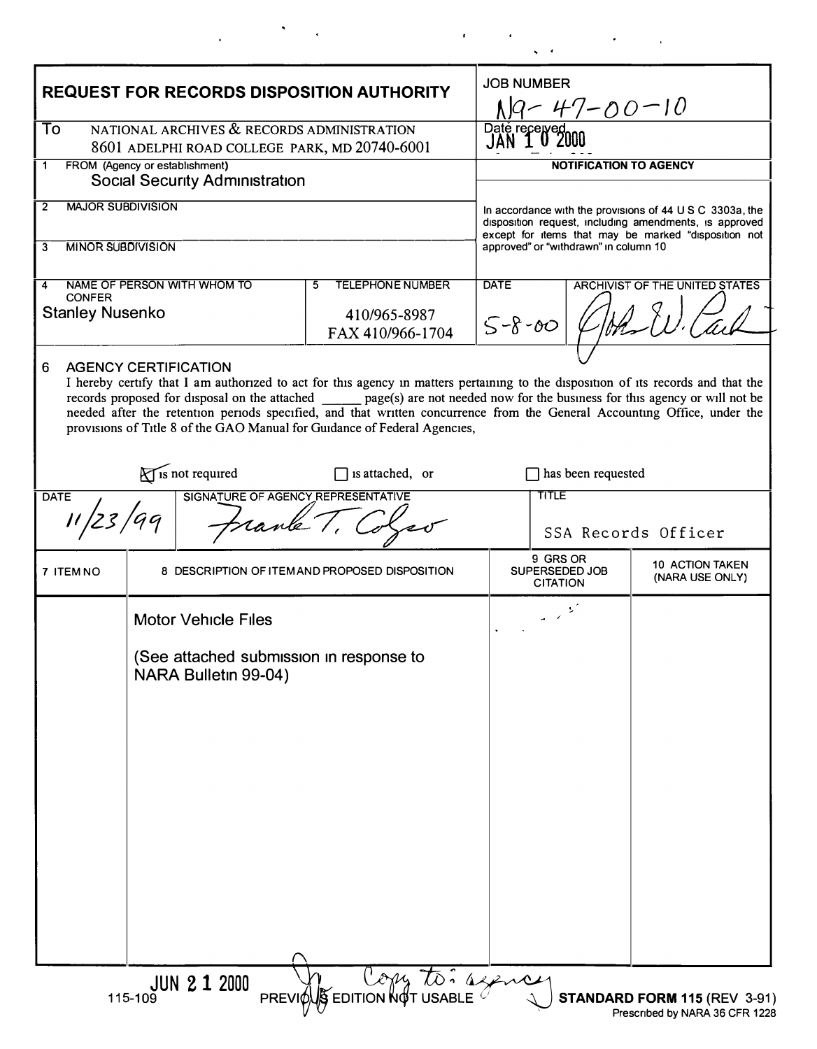# REQUEST FOR RECORDS DISPOSITION AUTHORITY

**JOB NUMBER** N9-47-00-10

**To** NATIONAL ARCHIVES & RECORDS ADMINISTRATION
8601 ADELPHI ROAD COLLEGE PARK, MD 20740-6001

**Date received** JAN 10 2000

**1 FROM (Agency or establishment)**
Social Security Administration

**2 MAJOR SUBDIVISION**

**3 MINOR SUBDIVISION**

**NOTIFICATION TO AGENCY**

In accordance with the provisions of 44 U S C 3303a, the disposition request, including amendments, is approved except for items that may be marked "disposition not approved" or "withdrawn" in column 10

**4 NAME OF PERSON WITH WHOM TO CONFER**
Stanley Nusenko

**5 TELEPHONE NUMBER**
410/965-8987
FAX 410/966-1704

**DATE** 5-8-00

**ARCHIVIST OF THE UNITED STATES** John W. Carlin

**6 AGENCY CERTIFICATION**

I hereby certify that I am authorized to act for this agency in matters pertaining to the disposition of its records and that the records proposed for disposal on the attached ______ page(s) are not needed now for the business for this agency or will not be needed after the retention periods specified, and that written concurrence from the General Accounting Office, under the provisions of Title 8 of the GAO Manual for Guidance of Federal Agencies,

☒ is not required ☐ is attached, or ☐ has been requested

| DATE | SIGNATURE OF AGENCY REPRESENTATIVE | TITLE |
|---|---|---|
| 11/23/99 | Frank T. Colgeo | SSA Records Officer |

| 7 ITEM NO | 8 DESCRIPTION OF ITEM AND PROPOSED DISPOSITION | 9 GRS OR SUPERSEDED JOB CITATION | 10 ACTION TAKEN (NARA USE ONLY) |
|---|---|---|---|
| | Motor Vehicle Files<br><br>(See attached submission in response to NARA Bulletin 99-04) | | |

JUN 21 2000 Copy to: agency

115-109 PREVIOUS EDITION NOT USABLE **STANDARD FORM 115** (REV 3-91)
Prescribed by NARA 36 CFR 1228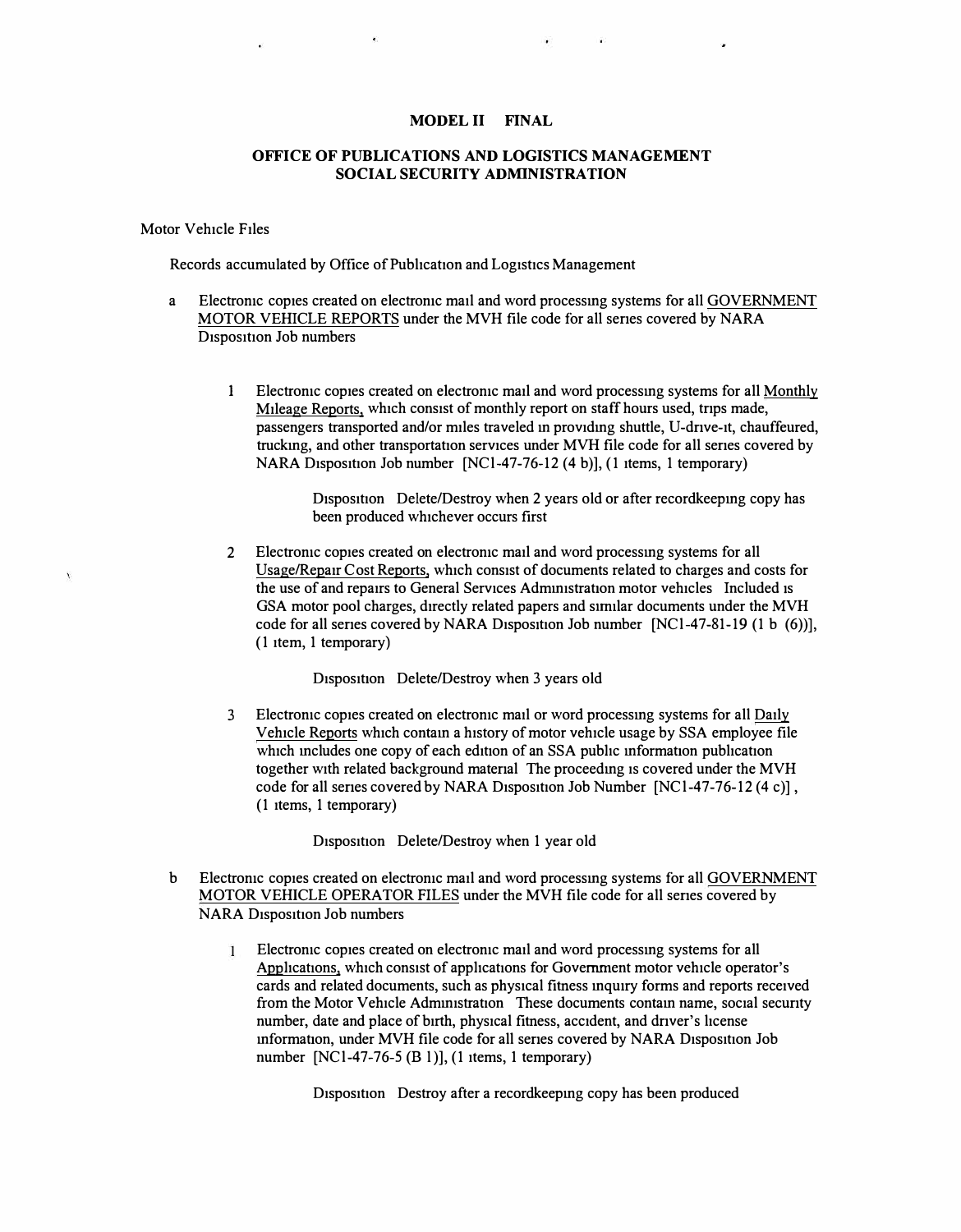**MODEL II FINAL**

**OFFICE OF PUBLICATIONS AND LOGISTICS MANAGEMENT**
**SOCIAL SECURITY ADMINISTRATION**

Motor Vehicle Files

Records accumulated by Office of Publication and Logistics Management

a Electronic copies created on electronic mail and word processing systems for all GOVERNMENT MOTOR VEHICLE REPORTS under the MVH file code for all series covered by NARA Disposition Job numbers

1 Electronic copies created on electronic mail and word processing systems for all Monthly Mileage Reports, which consist of monthly report on staff hours used, trips made, passengers transported and/or miles traveled in providing shuttle, U-drive-it, chauffeured, trucking, and other transportation services under MVH file code for all series covered by NARA Disposition Job number [NC1-47-76-12 (4 b)], (1 items, 1 temporary)

Disposition Delete/Destroy when 2 years old or after recordkeeping copy has been produced whichever occurs first

2 Electronic copies created on electronic mail and word processing systems for all Usage/Repair Cost Reports, which consist of documents related to charges and costs for the use of and repairs to General Services Administration motor vehicles Included is GSA motor pool charges, directly related papers and similar documents under the MVH code for all series covered by NARA Disposition Job number [NC1-47-81-19 (1 b (6))], (1 item, 1 temporary)

Disposition Delete/Destroy when 3 years old

3 Electronic copies created on electronic mail or word processing systems for all Daily Vehicle Reports which contain a history of motor vehicle usage by SSA employee file which includes one copy of each edition of an SSA public information publication together with related background material The proceeding is covered under the MVH code for all series covered by NARA Disposition Job Number [NC1-47-76-12 (4 c)] , (1 items, 1 temporary)

Disposition Delete/Destroy when 1 year old

b Electronic copies created on electronic mail and word processing systems for all GOVERNMENT MOTOR VEHICLE OPERATOR FILES under the MVH file code for all series covered by NARA Disposition Job numbers

1 Electronic copies created on electronic mail and word processing systems for all Applications, which consist of applications for Government motor vehicle operator's cards and related documents, such as physical fitness inquiry forms and reports received from the Motor Vehicle Administration These documents contain name, social security number, date and place of birth, physical fitness, accident, and driver's license information, under MVH file code for all series covered by NARA Disposition Job number [NC1-47-76-5 (B 1)], (1 items, 1 temporary)

Disposition Destroy after a recordkeeping copy has been produced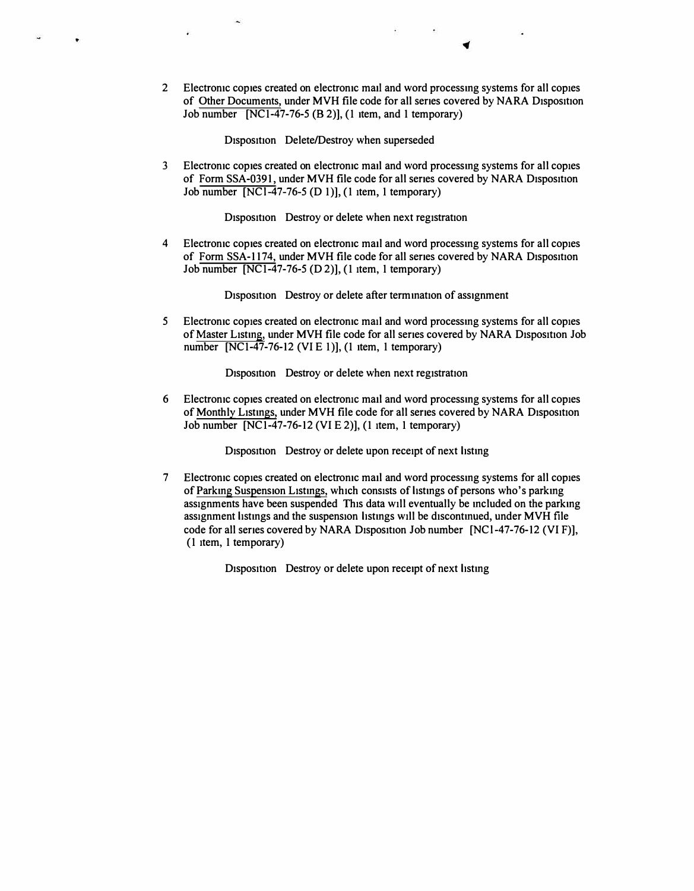2 Electronic copies created on electronic mail and word processing systems for all copies of Other Documents, under MVH file code for all series covered by NARA Disposition Job number [NC1-47-76-5 (B 2)], (1 item, and 1 temporary)

Disposition Delete/Destroy when superseded

3 Electronic copies created on electronic mail and word processing systems for all copies of Form SSA-0391, under MVH file code for all series covered by NARA Disposition Job number [NC1-47-76-5 (D 1)], (1 item, 1 temporary)

Disposition Destroy or delete when next registration

4 Electronic copies created on electronic mail and word processing systems for all copies of Form SSA-1174, under MVH file code for all series covered by NARA Disposition Job number [NC1-47-76-5 (D 2)], (1 item, 1 temporary)

Disposition Destroy or delete after termination of assignment

5 Electronic copies created on electronic mail and word processing systems for all copies of Master Listing, under MVH file code for all series covered by NARA Disposition Job number [NC1-47-76-12 (VI E 1)], (1 item, 1 temporary)

Disposition Destroy or delete when next registration

6 Electronic copies created on electronic mail and word processing systems for all copies of Monthly Listings, under MVH file code for all series covered by NARA Disposition Job number [NC1-47-76-12 (VI E 2)], (1 item, 1 temporary)

Disposition Destroy or delete upon receipt of next listing

7 Electronic copies created on electronic mail and word processing systems for all copies of Parking Suspension Listings, which consists of listings of persons who's parking assignments have been suspended This data will eventually be included on the parking assignment listings and the suspension listings will be discontinued, under MVH file code for all series covered by NARA Disposition Job number [NC1-47-76-12 (VI F)], (1 item, 1 temporary)

Disposition Destroy or delete upon receipt of next listing